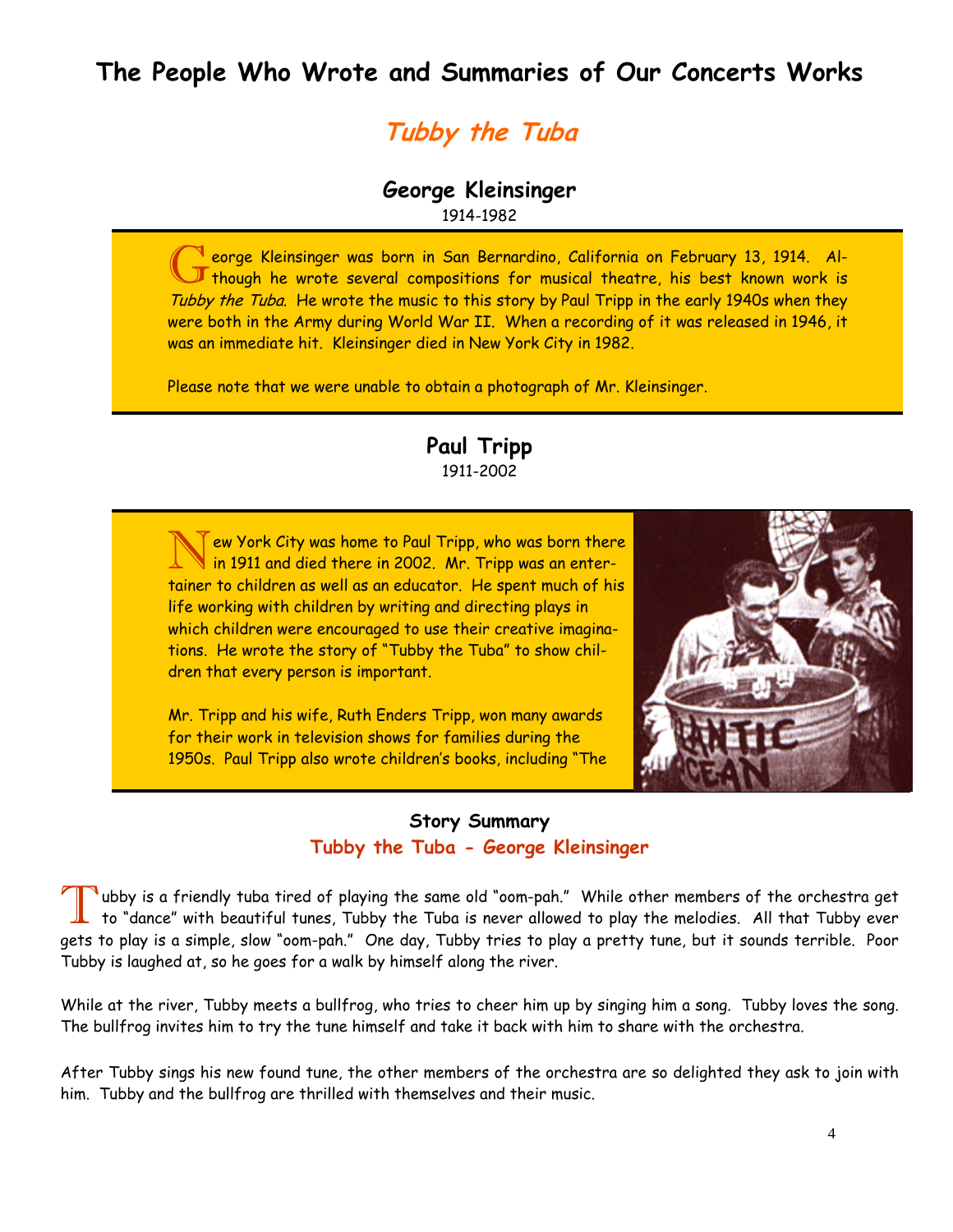# The People Who Wrote and Summaries of Our Concerts Works

## *Tubby the Tuba*

### George Kleinsinger

1914-1982

George Kleinsinger was born in San Bernardino, California on February 13, 1914. Although he wrote several compositions for musical theatre, his best known work is *Tubby the Tuba*. He wrote the music to this story by Paul Tripp in the early 1940s when they were both in the Army during World War II. When a recording of it was released in 1946, it was an immediate hit. Kleinsinger died in New York City in 1982.

Please note that we were unable to obtain a photograph of Mr. Kleinsinger.

### Paul Tripp

1911-2002

New York City was home to Paul Tripp, who was born there in 1911 and died there in 2002. Mr. Tripp was an entertainer to children as well as an educator. He spent much of his life working with children by writing and directing plays in which children were encouraged to use their creative imaginations. He wrote the story of "Tubby the Tuba" to show children that every person is important.

Mr. Tripp and his wife, Ruth Enders Tripp, won many awards for their work in television shows for families during the 1950s. Paul Tripp also wrote children's books, including "The

### Story Summary

### Tubby the Tuba - George Kleinsinger

Tubby is a friendly tuba tired of playing the same old "oom-pah." While other members of the orchestra get to "dance" with beautiful tunes, Tubby the Tuba is never allowed to play the melodies. All that Tubby ever gets to play is a simple, slow "oom-pah." One day, Tubby tries to play a pretty tune, but it sounds terrible. Poor Tubby is laughed at, so he goes for a walk by himself along the river.

While at the river, Tubby meets a bullfrog, who tries to cheer him up by singing him a song. Tubby loves the song. The bullfrog invites him to try the tune himself and take it back with him to share with the orchestra.

After Tubby sings his new found tune, the other members of the orchestra are so delighted they ask to join with him. Tubby and the bullfrog are thrilled with themselves and their music.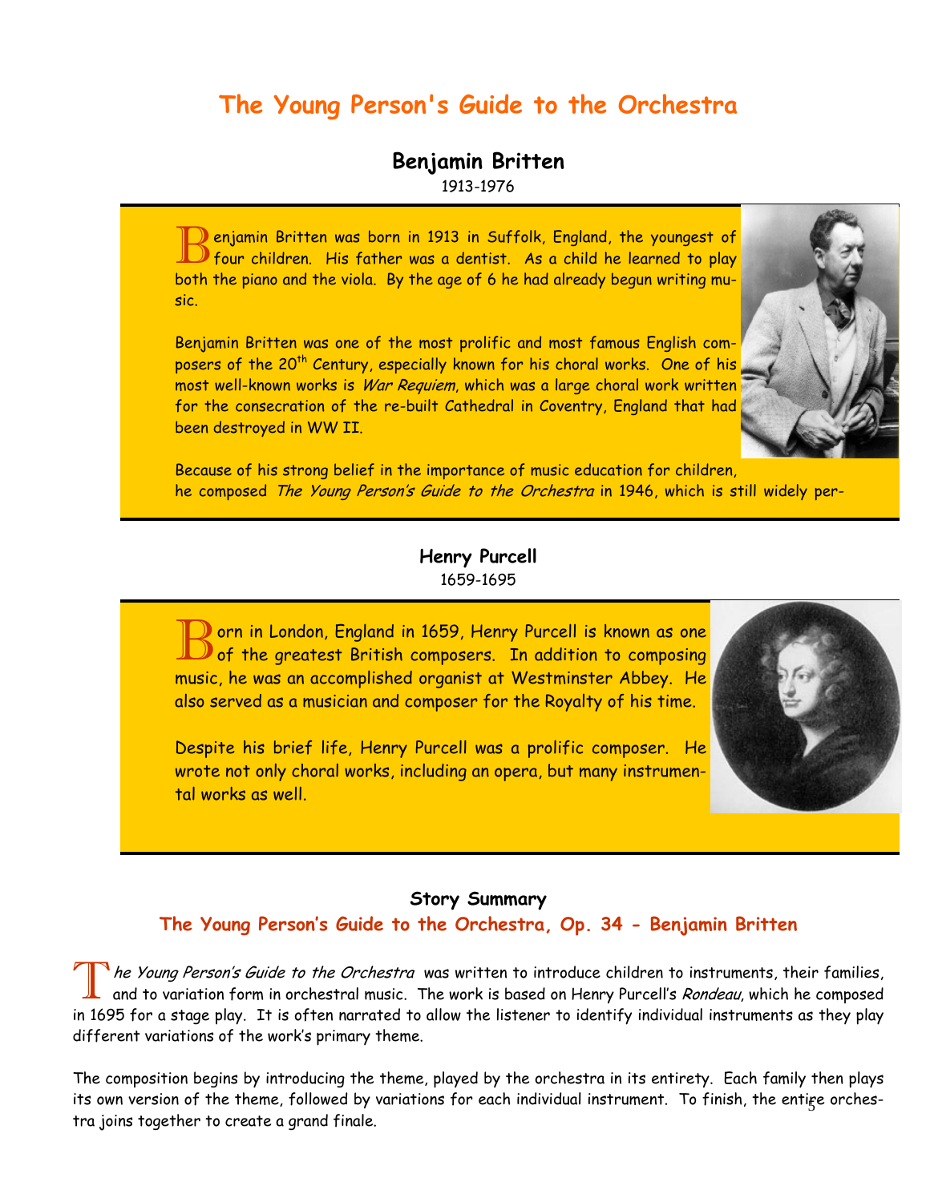# The Young Person's Guide to the Orchestra

## Benjamin Britten

1913-1976

Benjamin Britten was born in 1913 in Suffolk, England, the youngest of four children. His father was a dentist. As a child he learned to play both the piano and the viola. By the age of 6 he had already begun writing music.

Benjamin Britten was one of the most prolific and most famous English composers of the 20th Century, especially known for his choral works. One of his most well-known works is *War Requiem*, which was a large choral work written for the consecration of the re-built Cathedral in Coventry, England that had been destroyed in WW II.

Because of his strong belief in the importance of music education for children, he composed *The Young Person's Guide to the Orchestra* in 1946, which is still widely per-

## Henry Purcell

1659-1695

Born in London, England in 1659, Henry Purcell is known as one of the greatest British composers. In addition to composing music, he was an accomplished organist at Westminster Abbey. He also served as a musician and composer for the Royalty of his time.

Despite his brief life, Henry Purcell was a prolific composer. He wrote not only choral works, including an opera, but many instrumental works as well.

## Story Summary

### The Young Person's Guide to the Orchestra, Op. 34 - Benjamin Britten

*The Young Person's Guide to the Orchestra* was written to introduce children to instruments, their families, and to variation form in orchestral music. The work is based on Henry Purcell's *Rondeau*, which he composed in 1695 for a stage play. It is often narrated to allow the listener to identify individual instruments as they play different variations of the work's primary theme.

The composition begins by introducing the theme, played by the orchestra in its entirety. Each family then plays its own version of the theme, followed by variations for each individual instrument. To finish, the entire orchestra joins together to create a grand finale.